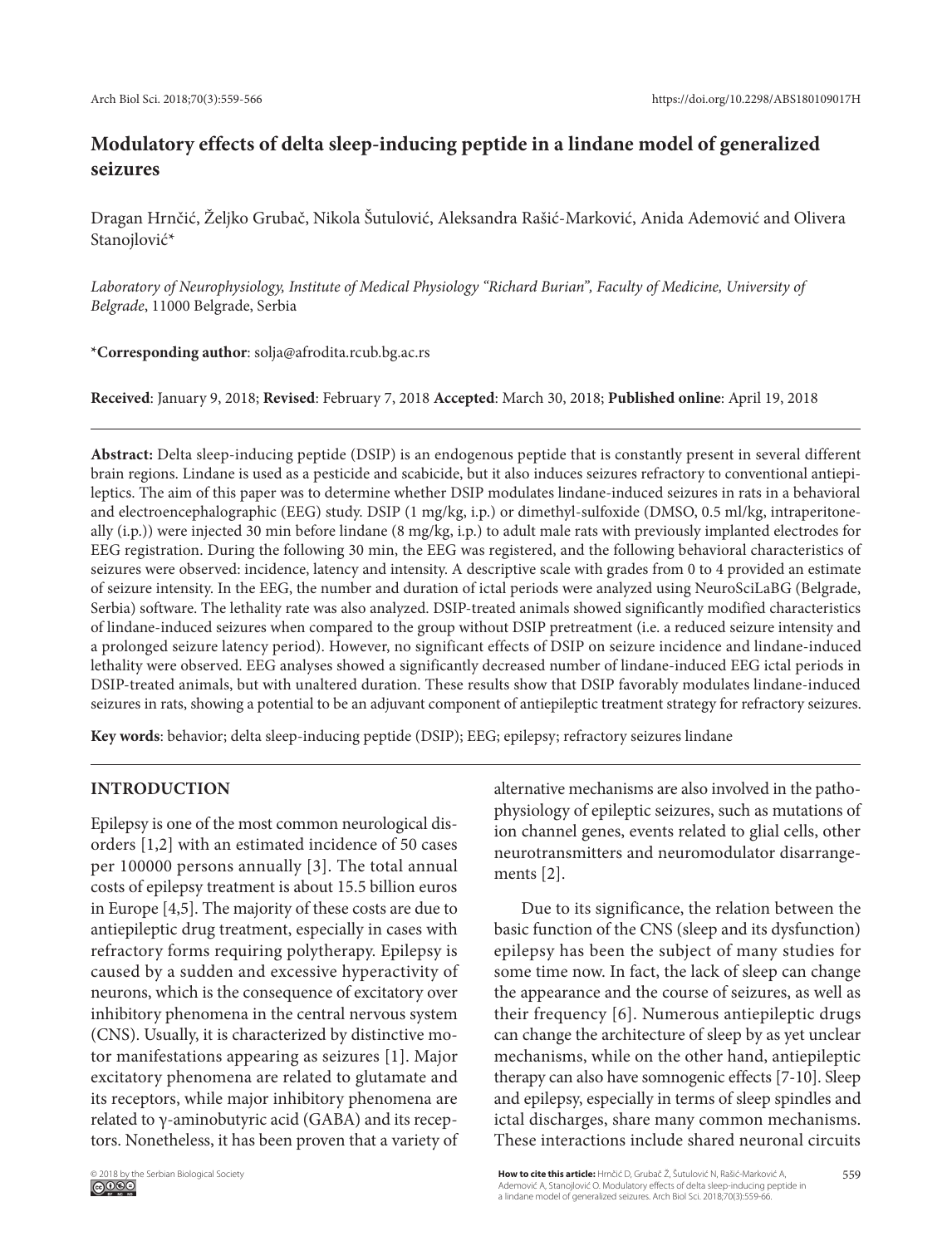# Modulatory effects of delta sleep-inducing peptide in a lindane model of generalized seizures

Dragan Hrnčić, Željko Grubač, Nikola Šutulović, Aleksandra Rašić-Marković, Anida Ademović and Olivera Stanojlović*

*Laboratory of Neurophysiology, Institute of Medical Physiology "Richard Burian", Faculty of Medicine, University of Belgrade*, 11000 Belgrade, Serbia

***Corresponding author**: solja@afrodita.rcub.bg.ac.rs

**Received**: January 9, 2018; **Revised**: February 7, 2018 **Accepted**: March 30, 2018; **Published online**: April 19, 2018

**Abstract:** Delta sleep-inducing peptide (DSIP) is an endogenous peptide that is constantly present in several different brain regions. Lindane is used as a pesticide and scabicide, but it also induces seizures refractory to conventional antiepileptics. The aim of this paper was to determine whether DSIP modulates lindane-induced seizures in rats in a behavioral and electroencephalographic (EEG) study. DSIP (1 mg/kg, i.p.) or dimethyl-sulfoxide (DMSO, 0.5 ml/kg, intraperitoneally (i.p.)) were injected 30 min before lindane (8 mg/kg, i.p.) to adult male rats with previously implanted electrodes for EEG registration. During the following 30 min, the EEG was registered, and the following behavioral characteristics of seizures were observed: incidence, latency and intensity. A descriptive scale with grades from 0 to 4 provided an estimate of seizure intensity. In the EEG, the number and duration of ictal periods were analyzed using NeuroSciLaBG (Belgrade, Serbia) software. The lethality rate was also analyzed. DSIP-treated animals showed significantly modified characteristics of lindane-induced seizures when compared to the group without DSIP pretreatment (i.e. a reduced seizure intensity and a prolonged seizure latency period). However, no significant effects of DSIP on seizure incidence and lindane-induced lethality were observed. EEG analyses showed a significantly decreased number of lindane-induced EEG ictal periods in DSIP-treated animals, but with unaltered duration. These results show that DSIP favorably modulates lindane-induced seizures in rats, showing a potential to be an adjuvant component of antiepileptic treatment strategy for refractory seizures.

**Key words**: behavior; delta sleep-inducing peptide (DSIP); EEG; epilepsy; refractory seizures lindane

## INTRODUCTION

Epilepsy is one of the most common neurological disorders [1,2] with an estimated incidence of 50 cases per 100000 persons annually [3]. The total annual costs of epilepsy treatment is about 15.5 billion euros in Europe [4,5]. The majority of these costs are due to antiepileptic drug treatment, especially in cases with refractory forms requiring polytherapy. Epilepsy is caused by a sudden and excessive hyperactivity of neurons, which is the consequence of excitatory over inhibitory phenomena in the central nervous system (CNS). Usually, it is characterized by distinctive motor manifestations appearing as seizures [1]. Major excitatory phenomena are related to glutamate and its receptors, while major inhibitory phenomena are related to γ-aminobutyric acid (GABA) and its receptors. Nonetheless, it has been proven that a variety of alternative mechanisms are also involved in the pathophysiology of epileptic seizures, such as mutations of ion channel genes, events related to glial cells, other neurotransmitters and neuromodulator disarrangements [2].

Due to its significance, the relation between the basic function of the CNS (sleep and its dysfunction) epilepsy has been the subject of many studies for some time now. In fact, the lack of sleep can change the appearance and the course of seizures, as well as their frequency [6]. Numerous antiepileptic drugs can change the architecture of sleep by as yet unclear mechanisms, while on the other hand, antiepileptic therapy can also have somnogenic effects [7-10]. Sleep and epilepsy, especially in terms of sleep spindles and ictal discharges, share many common mechanisms. These interactions include shared neuronal circuits

© 2018 by the Serbian Biological Society

**How to cite this article:** Hrnčić D, Grubač Ž, Šutulović N, Rašić-Marković A, Ademović A, Stanojlović O. Modulatory effects of delta sleep-inducing peptide in a lindane model of generalized seizures. Arch Biol Sci. 2018;70(3):559-66.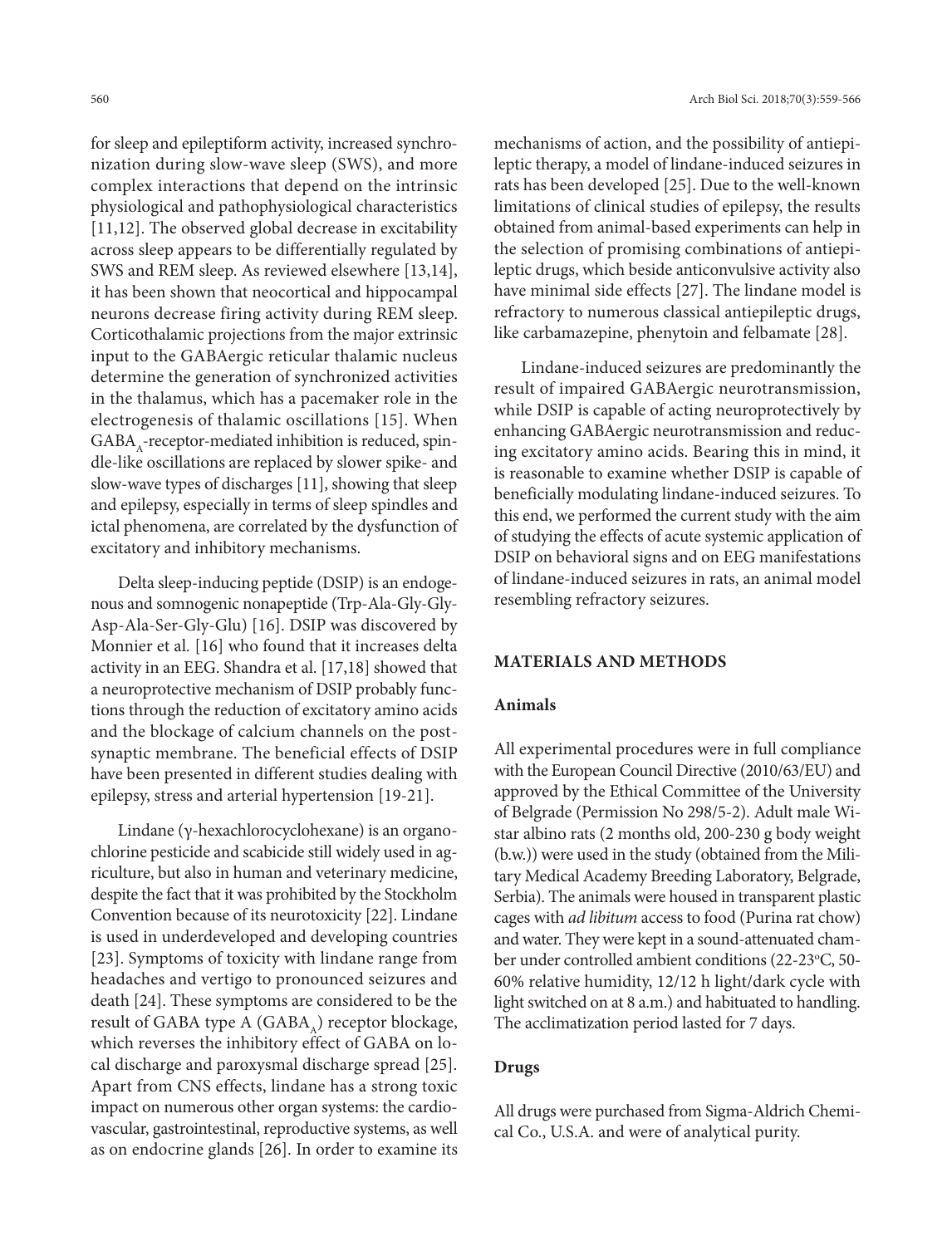for sleep and epileptiform activity, increased synchronization during slow-wave sleep (SWS), and more complex interactions that depend on the intrinsic physiological and pathophysiological characteristics [11,12]. The observed global decrease in excitability across sleep appears to be differentially regulated by SWS and REM sleep. As reviewed elsewhere [13,14], it has been shown that neocortical and hippocampal neurons decrease firing activity during REM sleep. Corticothalamic projections from the major extrinsic input to the GABAergic reticular thalamic nucleus determine the generation of synchronized activities in the thalamus, which has a pacemaker role in the electrogenesis of thalamic oscillations [15]. When $GABA_A$-receptor-mediated inhibition is reduced, spindle-like oscillations are replaced by slower spike- and slow-wave types of discharges [11], showing that sleep and epilepsy, especially in terms of sleep spindles and ictal phenomena, are correlated by the dysfunction of excitatory and inhibitory mechanisms.

Delta sleep-inducing peptide (DSIP) is an endogenous and somnogenic nonapeptide (Trp-Ala-Gly-Gly-Asp-Ala-Ser-Gly-Glu) [16]. DSIP was discovered by Monnier et al. [16] who found that it increases delta activity in an EEG. Shandra et al. [17,18] showed that a neuroprotective mechanism of DSIP probably functions through the reduction of excitatory amino acids and the blockage of calcium channels on the postsynaptic membrane. The beneficial effects of DSIP have been presented in different studies dealing with epilepsy, stress and arterial hypertension [19-21].

Lindane (γ-hexachlorocyclohexane) is an organochlorine pesticide and scabicide still widely used in agriculture, but also in human and veterinary medicine, despite the fact that it was prohibited by the Stockholm Convention because of its neurotoxicity [22]. Lindane is used in underdeveloped and developing countries [23]. Symptoms of toxicity with lindane range from headaches and vertigo to pronounced seizures and death [24]. These symptoms are considered to be the result of GABA type A ($GABA_A$) receptor blockage, which reverses the inhibitory effect of GABA on local discharge and paroxysmal discharge spread [25]. Apart from CNS effects, lindane has a strong toxic impact on numerous other organ systems: the cardiovascular, gastrointestinal, reproductive systems, as well as on endocrine glands [26]. In order to examine its mechanisms of action, and the possibility of antiepileptic therapy, a model of lindane-induced seizures in rats has been developed [25]. Due to the well-known limitations of clinical studies of epilepsy, the results obtained from animal-based experiments can help in the selection of promising combinations of antiepileptic drugs, which beside anticonvulsive activity also have minimal side effects [27]. The lindane model is refractory to numerous classical antiepileptic drugs, like carbamazepine, phenytoin and felbamate [28].

Lindane-induced seizures are predominantly the result of impaired GABAergic neurotransmission, while DSIP is capable of acting neuroprotectively by enhancing GABAergic neurotransmission and reducing excitatory amino acids. Bearing this in mind, it is reasonable to examine whether DSIP is capable of beneficially modulating lindane-induced seizures. To this end, we performed the current study with the aim of studying the effects of acute systemic application of DSIP on behavioral signs and on EEG manifestations of lindane-induced seizures in rats, an animal model resembling refractory seizures.

## MATERIALS AND METHODS

### Animals

All experimental procedures were in full compliance with the European Council Directive (2010/63/EU) and approved by the Ethical Committee of the University of Belgrade (Permission No 298/5-2). Adult male Wistar albino rats (2 months old, 200-230 g body weight (b.w.)) were used in the study (obtained from the Military Medical Academy Breeding Laboratory, Belgrade, Serbia). The animals were housed in transparent plastic cages with *ad libitum* access to food (Purina rat chow) and water. They were kept in a sound-attenuated chamber under controlled ambient conditions (22-23°C, 50-60% relative humidity, 12/12 h light/dark cycle with light switched on at 8 a.m.) and habituated to handling. The acclimatization period lasted for 7 days.

### Drugs

All drugs were purchased from Sigma-Aldrich Chemical Co., U.S.A. and were of analytical purity.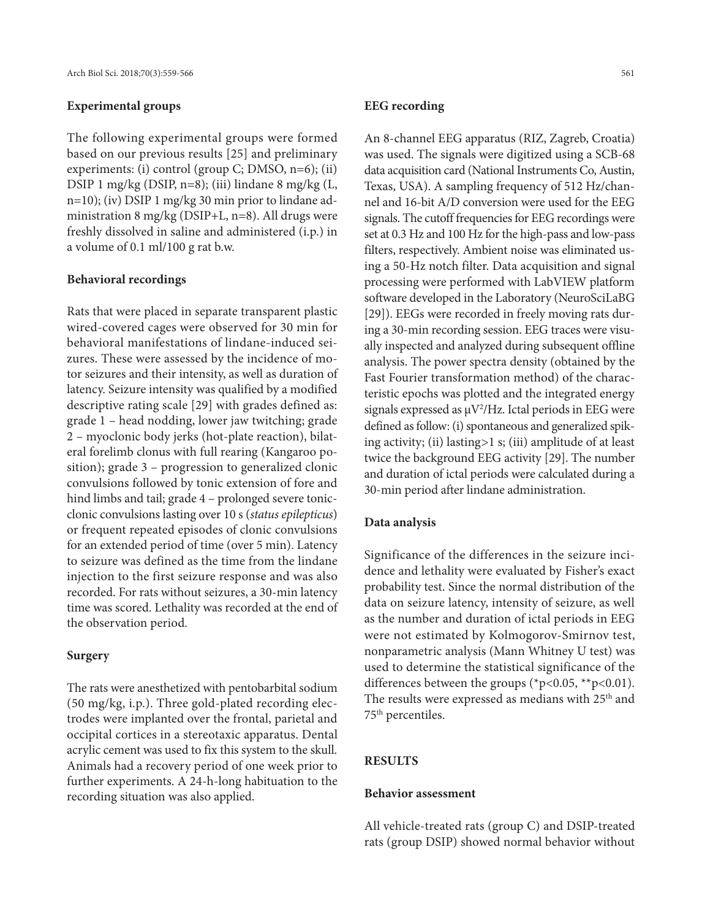### Experimental groups

The following experimental groups were formed based on our previous results [25] and preliminary experiments: (i) control (group C; DMSO, n=6); (ii) DSIP 1 mg/kg (DSIP, n=8); (iii) lindane 8 mg/kg (L, n=10); (iv) DSIP 1 mg/kg 30 min prior to lindane administration 8 mg/kg (DSIP+L, n=8). All drugs were freshly dissolved in saline and administered (i.p.) in a volume of 0.1 ml/100 g rat b.w.

### Behavioral recordings

Rats that were placed in separate transparent plastic wired-covered cages were observed for 30 min for behavioral manifestations of lindane-induced seizures. These were assessed by the incidence of motor seizures and their intensity, as well as duration of latency. Seizure intensity was qualified by a modified descriptive rating scale [29] with grades defined as: grade 1 – head nodding, lower jaw twitching; grade 2 – myoclonic body jerks (hot-plate reaction), bilateral forelimb clonus with full rearing (Kangaroo position); grade 3 – progression to generalized clonic convulsions followed by tonic extension of fore and hind limbs and tail; grade 4 – prolonged severe tonic-clonic convulsions lasting over 10 s (*status epilepticus*) or frequent repeated episodes of clonic convulsions for an extended period of time (over 5 min). Latency to seizure was defined as the time from the lindane injection to the first seizure response and was also recorded. For rats without seizures, a 30-min latency time was scored. Lethality was recorded at the end of the observation period.

### Surgery

The rats were anesthetized with pentobarbital sodium (50 mg/kg, i.p.). Three gold-plated recording electrodes were implanted over the frontal, parietal and occipital cortices in a stereotaxic apparatus. Dental acrylic cement was used to fix this system to the skull. Animals had a recovery period of one week prior to further experiments. A 24-h-long habituation to the recording situation was also applied.

### EEG recording

An 8-channel EEG apparatus (RIZ, Zagreb, Croatia) was used. The signals were digitized using a SCB-68 data acquisition card (National Instruments Co, Austin, Texas, USA). A sampling frequency of 512 Hz/channel and 16-bit A/D conversion were used for the EEG signals. The cutoff frequencies for EEG recordings were set at 0.3 Hz and 100 Hz for the high-pass and low-pass filters, respectively. Ambient noise was eliminated using a 50-Hz notch filter. Data acquisition and signal processing were performed with LabVIEW platform software developed in the Laboratory (NeuroSciLaBG [29]). EEGs were recorded in freely moving rats during a 30-min recording session. EEG traces were visually inspected and analyzed during subsequent offline analysis. The power spectra density (obtained by the Fast Fourier transformation method) of the characteristic epochs was plotted and the integrated energy signals expressed as $\mu V^2/Hz$. Ictal periods in EEG were defined as follow: (i) spontaneous and generalized spiking activity; (ii) lasting>1 s; (iii) amplitude of at least twice the background EEG activity [29]. The number and duration of ictal periods were calculated during a 30-min period after lindane administration.

### Data analysis

Significance of the differences in the seizure incidence and lethality were evaluated by Fisher's exact probability test. Since the normal distribution of the data on seizure latency, intensity of seizure, as well as the number and duration of ictal periods in EEG were not estimated by Kolmogorov-Smirnov test, nonparametric analysis (Mann Whitney U test) was used to determine the statistical significance of the differences between the groups (*$p<0.05$, **$p<0.01$). The results were expressed as medians with 25th and 75th percentiles.

## RESULTS

### Behavior assessment

All vehicle-treated rats (group C) and DSIP-treated rats (group DSIP) showed normal behavior without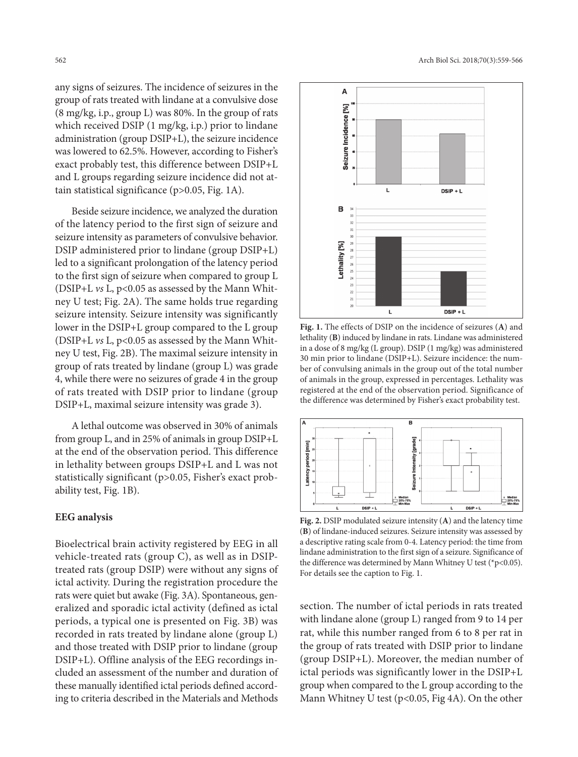any signs of seizures. The incidence of seizures in the group of rats treated with lindane at a convulsive dose (8 mg/kg, i.p., group L) was 80%. In the group of rats which received DSIP (1 mg/kg, i.p.) prior to lindane administration (group DSIP+L), the seizure incidence was lowered to 62.5%. However, according to Fisher's exact probably test, this difference between DSIP+L and L groups regarding seizure incidence did not attain statistical significance (p>0.05, Fig. 1A).

Beside seizure incidence, we analyzed the duration of the latency period to the first sign of seizure and seizure intensity as parameters of convulsive behavior. DSIP administered prior to lindane (group DSIP+L) led to a significant prolongation of the latency period to the first sign of seizure when compared to group L (DSIP+L *vs* L, p<0.05 as assessed by the Mann Whitney U test; Fig. 2A). The same holds true regarding seizure intensity. Seizure intensity was significantly lower in the DSIP+L group compared to the L group (DSIP+L *vs* L, p<0.05 as assessed by the Mann Whitney U test, Fig. 2B). The maximal seizure intensity in group of rats treated by lindane (group L) was grade 4, while there were no seizures of grade 4 in the group of rats treated with DSIP prior to lindane (group DSIP+L, maximal seizure intensity was grade 3).

A lethal outcome was observed in 30% of animals from group L, and in 25% of animals in group DSIP+L at the end of the observation period. This difference in lethality between groups DSIP+L and L was not statistically significant (p>0.05, Fisher's exact probability test, Fig. 1B).

**Fig. 1.** The effects of DSIP on the incidence of seizures (**A**) and lethality (**B**) induced by lindane in rats. Lindane was administered in a dose of 8 mg/kg (L group). DSIP (1 mg/kg) was administered 30 min prior to lindane (DSIP+L). Seizure incidence: the number of convulsing animals in the group out of the total number of animals in the group, expressed in percentages. Lethality was registered at the end of the observation period. Significance of the difference was determined by Fisher's exact probability test.

**Fig. 2.** DSIP modulated seizure intensity (**A**) and the latency time (**B**) of lindane-induced seizures. Seizure intensity was assessed by a descriptive rating scale from 0-4. Latency period: the time from lindane administration to the first sign of a seizure. Significance of the difference was determined by Mann Whitney U test (*p<0.05). For details see the caption to Fig. 1.

## EEG analysis

Bioelectrical brain activity registered by EEG in all vehicle-treated rats (group C), as well as in DSIP-treated rats (group DSIP) were without any signs of ictal activity. During the registration procedure the rats were quiet but awake (Fig. 3A). Spontaneous, generalized and sporadic ictal activity (defined as ictal periods, a typical one is presented on Fig. 3B) was recorded in rats treated by lindane alone (group L) and those treated with DSIP prior to lindane (group DSIP+L). Offline analysis of the EEG recordings included an assessment of the number and duration of these manually identified ictal periods defined according to criteria described in the Materials and Methods section. The number of ictal periods in rats treated with lindane alone (group L) ranged from 9 to 14 per rat, while this number ranged from 6 to 8 per rat in the group of rats treated with DSIP prior to lindane (group DSIP+L). Moreover, the median number of ictal periods was significantly lower in the DSIP+L group when compared to the L group according to the Mann Whitney U test (p<0.05, Fig 4A). On the other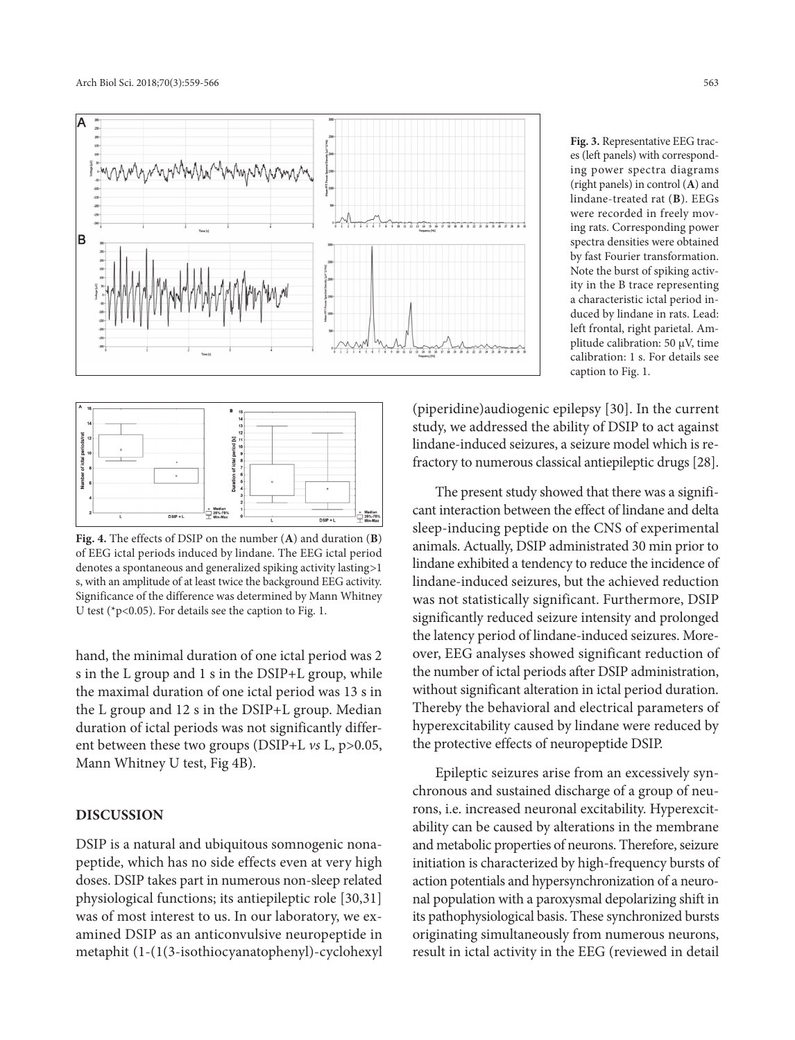**Fig. 3.** Representative EEG traces (left panels) with corresponding power spectra diagrams (right panels) in control (**A**) and lindane-treated rat (**B**). EEGs were recorded in freely moving rats. Corresponding power spectra densities were obtained by fast Fourier transformation. Note the burst of spiking activity in the B trace representing a characteristic ictal period induced by lindane in rats. Lead: left frontal, right parietal. Amplitude calibration: 50 µV, time calibration: 1 s. For details see caption to Fig. 1.

**Fig. 4.** The effects of DSIP on the number (**A**) and duration (**B**) of EEG ictal periods induced by lindane. The EEG ictal period denotes a spontaneous and generalized spiking activity lasting>1 s, with an amplitude of at least twice the background EEG activity. Significance of the difference was determined by Mann Whitney U test (*p<0.05). For details see the caption to Fig. 1.

hand, the minimal duration of one ictal period was 2 s in the L group and 1 s in the DSIP+L group, while the maximal duration of one ictal period was 13 s in the L group and 12 s in the DSIP+L group. Median duration of ictal periods was not significantly different between these two groups (DSIP+L *vs* L, p>0.05, Mann Whitney U test, Fig 4B).

## DISCUSSION

DSIP is a natural and ubiquitous somnogenic nonapeptide, which has no side effects even at very high doses. DSIP takes part in numerous non-sleep related physiological functions; its antiepileptic role [30,31] was of most interest to us. In our laboratory, we examined DSIP as an anticonvulsive neuropeptide in metaphit (1-(1(3-isothiocyanatophenyl)-cyclohexyl (piperidine)audiogenic epilepsy [30]. In the current study, we addressed the ability of DSIP to act against lindane-induced seizures, a seizure model which is refractory to numerous classical antiepileptic drugs [28].

The present study showed that there was a significant interaction between the effect of lindane and delta sleep-inducing peptide on the CNS of experimental animals. Actually, DSIP administrated 30 min prior to lindane exhibited a tendency to reduce the incidence of lindane-induced seizures, but the achieved reduction was not statistically significant. Furthermore, DSIP significantly reduced seizure intensity and prolonged the latency period of lindane-induced seizures. Moreover, EEG analyses showed significant reduction of the number of ictal periods after DSIP administration, without significant alteration in ictal period duration. Thereby the behavioral and electrical parameters of hyperexcitability caused by lindane were reduced by the protective effects of neuropeptide DSIP.

Epileptic seizures arise from an excessively synchronous and sustained discharge of a group of neurons, i.e. increased neuronal excitability. Hyperexcitability can be caused by alterations in the membrane and metabolic properties of neurons. Therefore, seizure initiation is characterized by high-frequency bursts of action potentials and hypersynchronization of a neuronal population with a paroxysmal depolarizing shift in its pathophysiological basis. These synchronized bursts originating simultaneously from numerous neurons, result in ictal activity in the EEG (reviewed in detail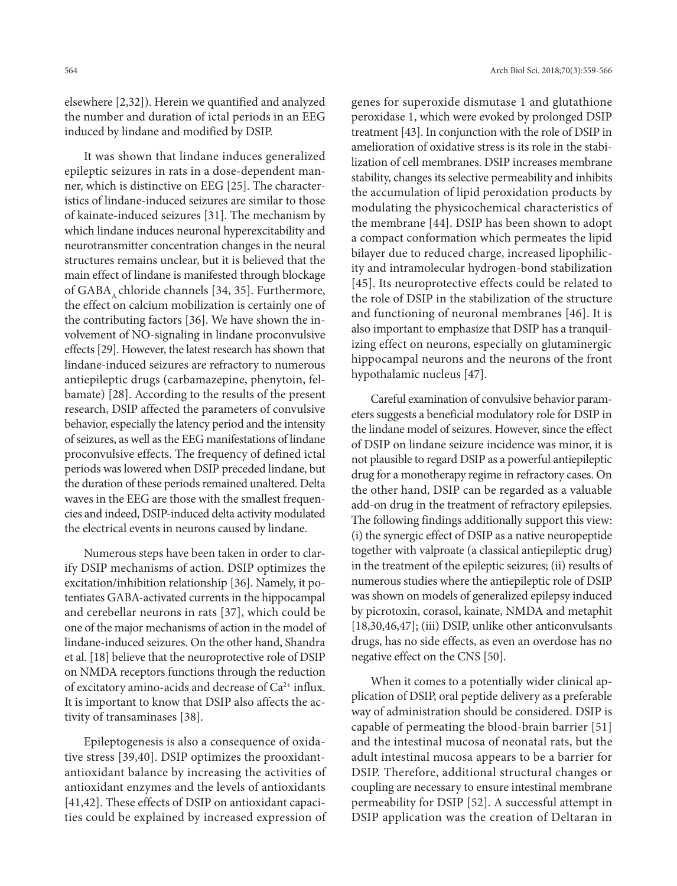elsewhere [2,32]). Herein we quantified and analyzed the number and duration of ictal periods in an EEG induced by lindane and modified by DSIP.

It was shown that lindane induces generalized epileptic seizures in rats in a dose-dependent manner, which is distinctive on EEG [25]. The characteristics of lindane-induced seizures are similar to those of kainate-induced seizures [31]. The mechanism by which lindane induces neuronal hyperexcitability and neurotransmitter concentration changes in the neural structures remains unclear, but it is believed that the main effect of lindane is manifested through blockage of $GABA_A$ chloride channels [34, 35]. Furthermore, the effect on calcium mobilization is certainly one of the contributing factors [36]. We have shown the involvement of NO-signaling in lindane proconvulsive effects [29]. However, the latest research has shown that lindane-induced seizures are refractory to numerous antiepileptic drugs (carbamazepine, phenytoin, felbamate) [28]. According to the results of the present research, DSIP affected the parameters of convulsive behavior, especially the latency period and the intensity of seizures, as well as the EEG manifestations of lindane proconvulsive effects. The frequency of defined ictal periods was lowered when DSIP preceded lindane, but the duration of these periods remained unaltered. Delta waves in the EEG are those with the smallest frequencies and indeed, DSIP-induced delta activity modulated the electrical events in neurons caused by lindane.

Numerous steps have been taken in order to clarify DSIP mechanisms of action. DSIP optimizes the excitation/inhibition relationship [36]. Namely, it potentiates GABA-activated currents in the hippocampal and cerebellar neurons in rats [37], which could be one of the major mechanisms of action in the model of lindane-induced seizures. On the other hand, Shandra et al. [18] believe that the neuroprotective role of DSIP on NMDA receptors functions through the reduction of excitatory amino-acids and decrease of $Ca^{2+}$ influx. It is important to know that DSIP also affects the activity of transaminases [38].

Epileptogenesis is also a consequence of oxidative stress [39,40]. DSIP optimizes the prooxidant-antioxidant balance by increasing the activities of antioxidant enzymes and the levels of antioxidants [41,42]. These effects of DSIP on antioxidant capacities could be explained by increased expression of genes for superoxide dismutase 1 and glutathione peroxidase 1, which were evoked by prolonged DSIP treatment [43]. In conjunction with the role of DSIP in amelioration of oxidative stress is its role in the stabilization of cell membranes. DSIP increases membrane stability, changes its selective permeability and inhibits the accumulation of lipid peroxidation products by modulating the physicochemical characteristics of the membrane [44]. DSIP has been shown to adopt a compact conformation which permeates the lipid bilayer due to reduced charge, increased lipophilicity and intramolecular hydrogen-bond stabilization [45]. Its neuroprotective effects could be related to the role of DSIP in the stabilization of the structure and functioning of neuronal membranes [46]. It is also important to emphasize that DSIP has a tranquilizing effect on neurons, especially on glutaminergic hippocampal neurons and the neurons of the front hypothalamic nucleus [47].

Careful examination of convulsive behavior parameters suggests a beneficial modulatory role for DSIP in the lindane model of seizures. However, since the effect of DSIP on lindane seizure incidence was minor, it is not plausible to regard DSIP as a powerful antiepileptic drug for a monotherapy regime in refractory cases. On the other hand, DSIP can be regarded as a valuable add-on drug in the treatment of refractory epilepsies. The following findings additionally support this view: (i) the synergic effect of DSIP as a native neuropeptide together with valproate (a classical antiepileptic drug) in the treatment of the epileptic seizures; (ii) results of numerous studies where the antiepileptic role of DSIP was shown on models of generalized epilepsy induced by picrotoxin, corasol, kainate, NMDA and metaphit [18,30,46,47]; (iii) DSIP, unlike other anticonvulsants drugs, has no side effects, as even an overdose has no negative effect on the CNS [50].

When it comes to a potentially wider clinical application of DSIP, oral peptide delivery as a preferable way of administration should be considered. DSIP is capable of permeating the blood-brain barrier [51] and the intestinal mucosa of neonatal rats, but the adult intestinal mucosa appears to be a barrier for DSIP. Therefore, additional structural changes or coupling are necessary to ensure intestinal membrane permeability for DSIP [52]. A successful attempt in DSIP application was the creation of Deltaran in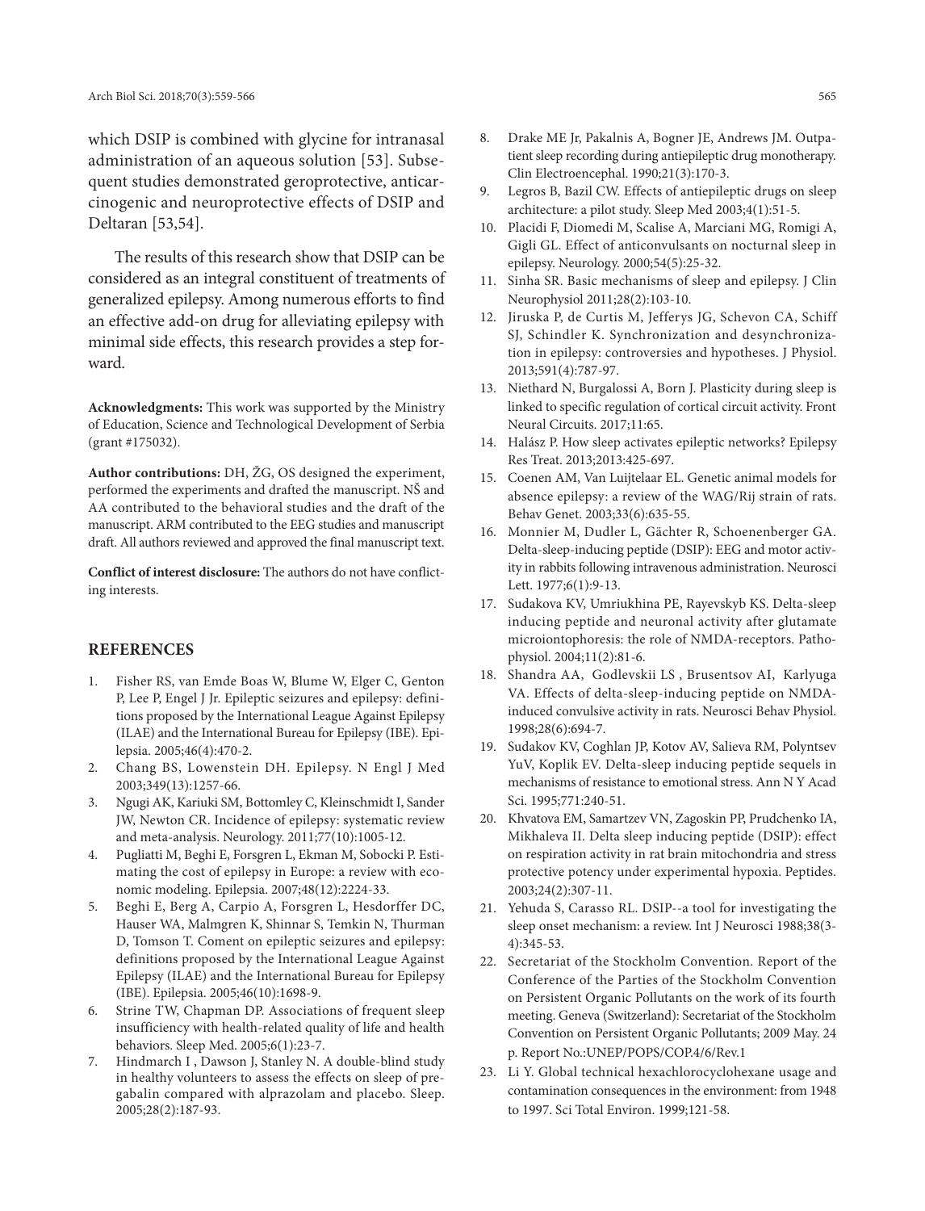which DSIP is combined with glycine for intranasal administration of an aqueous solution [53]. Subsequent studies demonstrated geroprotective, anticarcinogenic and neuroprotective effects of DSIP and Deltaran [53,54].

The results of this research show that DSIP can be considered as an integral constituent of treatments of generalized epilepsy. Among numerous efforts to find an effective add-on drug for alleviating epilepsy with minimal side effects, this research provides a step forward.

**Acknowledgments:** This work was supported by the Ministry of Education, Science and Technological Development of Serbia (grant #175032).

**Author contributions:** DH, ŽG, OS designed the experiment, performed the experiments and drafted the manuscript. NŠ and AA contributed to the behavioral studies and the draft of the manuscript. ARM contributed to the EEG studies and manuscript draft. All authors reviewed and approved the final manuscript text.

**Conflict of interest disclosure:** The authors do not have conflicting interests.

## REFERENCES

1. Fisher RS, van Emde Boas W, Blume W, Elger C, Genton P, Lee P, Engel J Jr. Epileptic seizures and epilepsy: definitions proposed by the International League Against Epilepsy (ILAE) and the International Bureau for Epilepsy (IBE). Epilepsia. 2005;46(4):470-2.
2. Chang BS, Lowenstein DH. Epilepsy. N Engl J Med 2003;349(13):1257-66.
3. Ngugi AK, Kariuki SM, Bottomley C, Kleinschmidt I, Sander JW, Newton CR. Incidence of epilepsy: systematic review and meta-analysis. Neurology. 2011;77(10):1005-12.
4. Pugliatti M, Beghi E, Forsgren L, Ekman M, Sobocki P. Estimating the cost of epilepsy in Europe: a review with economic modeling. Epilepsia. 2007;48(12):2224-33.
5. Beghi E, Berg A, Carpio A, Forsgren L, Hesdorffer DC, Hauser WA, Malmgren K, Shinnar S, Temkin N, Thurman D, Tomson T. Coment on epileptic seizures and epilepsy: definitions proposed by the International League Against Epilepsy (ILAE) and the International Bureau for Epilepsy (IBE). Epilepsia. 2005;46(10):1698-9.
6. Strine TW, Chapman DP. Associations of frequent sleep insufficiency with health-related quality of life and health behaviors. Sleep Med. 2005;6(1):23-7.
7. Hindmarch I , Dawson J, Stanley N. A double-blind study in healthy volunteers to assess the effects on sleep of pregabalin compared with alprazolam and placebo. Sleep. 2005;28(2):187-93.
8. Drake ME Jr, Pakalnis A, Bogner JE, Andrews JM. Outpatient sleep recording during antiepileptic drug monotherapy. Clin Electroencephal. 1990;21(3):170-3.
9. Legros B, Bazil CW. Effects of antiepileptic drugs on sleep architecture: a pilot study. Sleep Med 2003;4(1):51-5.
10. Placidi F, Diomedi M, Scalise A, Marciani MG, Romigi A, Gigli GL. Effect of anticonvulsants on nocturnal sleep in epilepsy. Neurology. 2000;54(5):25-32.
11. Sinha SR. Basic mechanisms of sleep and epilepsy. J Clin Neurophysiol 2011;28(2):103-10.
12. Jiruska P, de Curtis M, Jefferys JG, Schevon CA, Schiff SJ, Schindler K. Synchronization and desynchronization in epilepsy: controversies and hypotheses. J Physiol. 2013;591(4):787-97.
13. Niethard N, Burgalossi A, Born J. Plasticity during sleep is linked to specific regulation of cortical circuit activity. Front Neural Circuits. 2017;11:65.
14. Halász P. How sleep activates epileptic networks? Epilepsy Res Treat. 2013;2013:425-697.
15. Coenen AM, Van Luijtelaar EL. Genetic animal models for absence epilepsy: a review of the WAG/Rij strain of rats. Behav Genet. 2003;33(6):635-55.
16. Monnier M, Dudler L, Gächter R, Schoenenberger GA. Delta-sleep-inducing peptide (DSIP): EEG and motor activity in rabbits following intravenous administration. Neurosci Lett. 1977;6(1):9-13.
17. Sudakova KV, Umriukhina PE, Rayevskyb KS. Delta-sleep inducing peptide and neuronal activity after glutamate microiontophoresis: the role of NMDA-receptors. Pathophysiol. 2004;11(2):81-6.
18. Shandra AA, Godlevskii LS , Brusentsov AI, Karlyuga VA. Effects of delta-sleep-inducing peptide on NMDA-induced convulsive activity in rats. Neurosci Behav Physiol. 1998;28(6):694-7.
19. Sudakov KV, Coghlan JP, Kotov AV, Salieva RM, Polyntsev YuV, Koplik EV. Delta-sleep inducing peptide sequels in mechanisms of resistance to emotional stress. Ann N Y Acad Sci. 1995;771:240-51.
20. Khvatova EM, Samartzev VN, Zagoskin PP, Prudchenko IA, Mikhaleva II. Delta sleep inducing peptide (DSIP): effect on respiration activity in rat brain mitochondria and stress protective potency under experimental hypoxia. Peptides. 2003;24(2):307-11.
21. Yehuda S, Carasso RL. DSIP--a tool for investigating the sleep onset mechanism: a review. Int J Neurosci 1988;38(3-4):345-53.
22. Secretariat of the Stockholm Convention. Report of the Conference of the Parties of the Stockholm Convention on Persistent Organic Pollutants on the work of its fourth meeting. Geneva (Switzerland): Secretariat of the Stockholm Convention on Persistent Organic Pollutants; 2009 May. 24 p. Report No.:UNEP/POPS/COP.4/6/Rev.1
23. Li Y. Global technical hexachlorocyclohexane usage and contamination consequences in the environment: from 1948 to 1997. Sci Total Environ. 1999;121-58.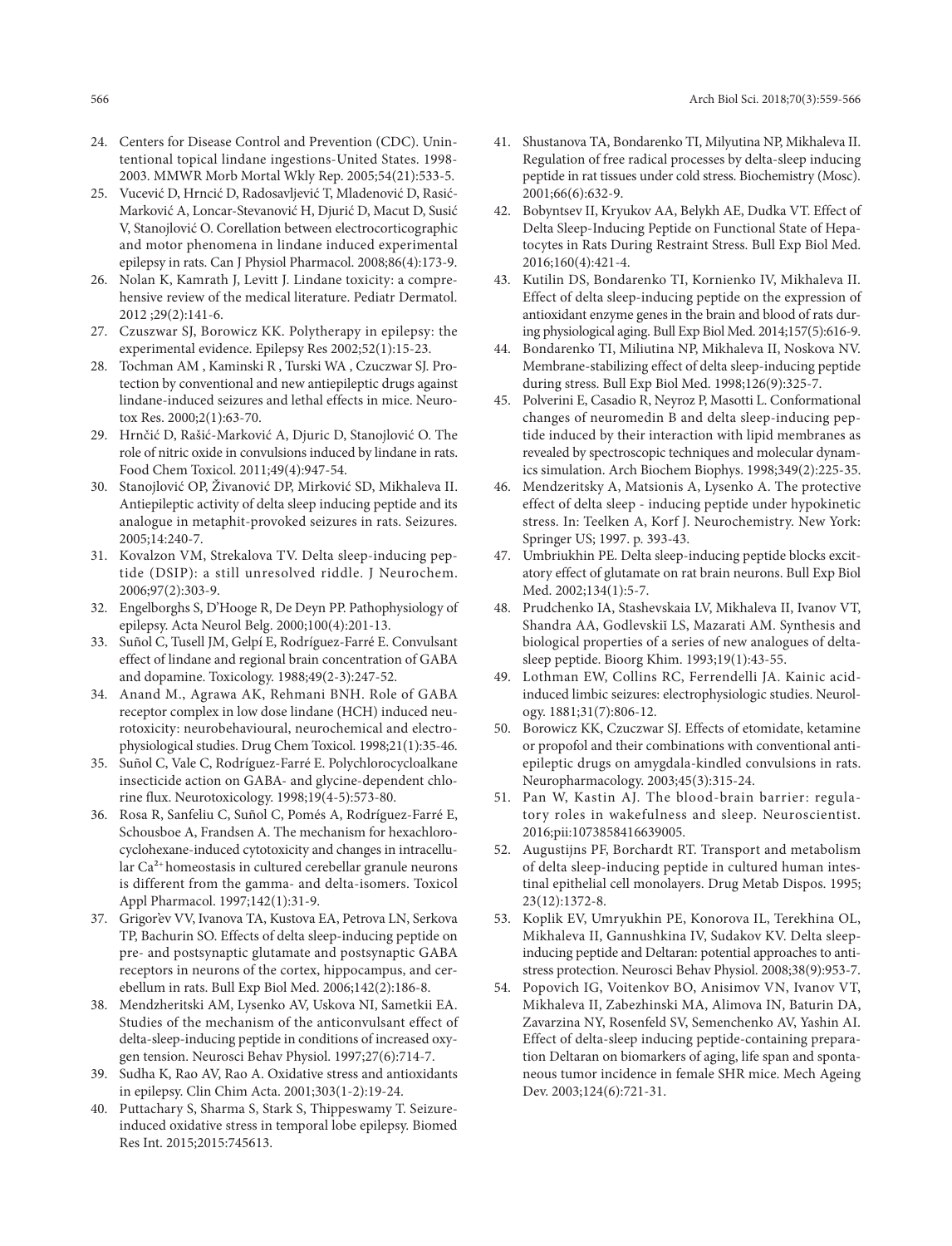24. Centers for Disease Control and Prevention (CDC). Unintentional topical lindane ingestions-United States. 1998-2003. MMWR Morb Mortal Wkly Rep. 2005;54(21):533-5.
25. Vucević D, Hrncić D, Radosavljević T, Mladenović D, Rasić-Marković A, Loncar-Stevanović H, Djurić D, Macut D, Susić V, Stanojlović O. Corellation between electrocorticographic and motor phenomena in lindane induced experimental epilepsy in rats. Can J Physiol Pharmacol. 2008;86(4):173-9.
26. Nolan K, Kamrath J, Levitt J. Lindane toxicity: a comprehensive review of the medical literature. Pediatr Dermatol. 2012 ;29(2):141-6.
27. Czuszwar SJ, Borowicz KK. Polytherapy in epilepsy: the experimental evidence. Epilepsy Res 2002;52(1):15-23.
28. Tochman AM , Kaminski R , Turski WA , Czuczwar SJ. Protection by conventional and new antiepileptic drugs against lindane-induced seizures and lethal effects in mice. Neurotox Res. 2000;2(1):63-70.
29. Hrnčić D, Rašić-Marković A, Djuric D, Stanojlović O. The role of nitric oxide in convulsions induced by lindane in rats. Food Chem Toxicol. 2011;49(4):947-54.
30. Stanojlović OP, Živanović DP, Mirković SD, Mikhaleva II. Antiepileptic activity of delta sleep inducing peptide and its analogue in metaphit-provoked seizures in rats. Seizures. 2005;14:240-7.
31. Kovalzon VM, Strekalova TV. Delta sleep-inducing peptide (DSIP): a still unresolved riddle. J Neurochem. 2006;97(2):303-9.
32. Engelborghs S, D'Hooge R, De Deyn PP. Pathophysiology of epilepsy. Acta Neurol Belg. 2000;100(4):201-13.
33. Suñol C, Tusell JM, Gelpí E, Rodríguez-Farré E. Convulsant effect of lindane and regional brain concentration of GABA and dopamine. Toxicology. 1988;49(2-3):247-52.
34. Anand M., Agrawa AK, Rehmani BNH. Role of GABA receptor complex in low dose lindane (HCH) induced neurotoxicity: neurobehavioural, neurochemical and electrophysiological studies. Drug Chem Toxicol. 1998;21(1):35-46.
35. Suñol C, Vale C, Rodríguez-Farré E. Polychlorocycloalkane insecticide action on GABA- and glycine-dependent chlorine flux. Neurotoxicology. 1998;19(4-5):573-80.
36. Rosa R, Sanfeliu C, Suñol C, Pomés A, Rodríguez-Farré E, Schousboe A, Frandsen A. The mechanism for hexachlorocyclohexane-induced cytotoxicity and changes in intracellular $Ca^{2+}$ homeostasis in cultured cerebellar granule neurons is different from the gamma- and delta-isomers. Toxicol Appl Pharmacol. 1997;142(1):31-9.
37. Grigor'ev VV, Ivanova TA, Kustova EA, Petrova LN, Serkova TP, Bachurin SO. Effects of delta sleep-inducing peptide on pre- and postsynaptic glutamate and postsynaptic GABA receptors in neurons of the cortex, hippocampus, and cerebellum in rats. Bull Exp Biol Med. 2006;142(2):186-8.
38. Mendzheritski AM, Lysenko AV, Uskova NI, Sametkii EA. Studies of the mechanism of the anticonvulsant effect of delta-sleep-inducing peptide in conditions of increased oxygen tension. Neurosci Behav Physiol. 1997;27(6):714-7.
39. Sudha K, Rao AV, Rao A. Oxidative stress and antioxidants in epilepsy. Clin Chim Acta. 2001;303(1-2):19-24.
40. Puttachary S, Sharma S, Stark S, Thippeswamy T. Seizure-induced oxidative stress in temporal lobe epilepsy. Biomed Res Int. 2015;2015:745613.
41. Shustanova TA, Bondarenko TI, Milyutina NP, Mikhaleva II. Regulation of free radical processes by delta-sleep inducing peptide in rat tissues under cold stress. Biochemistry (Mosc). 2001;66(6):632-9.
42. Bobyntsev II, Kryukov AA, Belykh AE, Dudka VT. Effect of Delta Sleep-Inducing Peptide on Functional State of Hepatocytes in Rats During Restraint Stress. Bull Exp Biol Med. 2016;160(4):421-4.
43. Kutilin DS, Bondarenko TI, Kornienko IV, Mikhaleva II. Effect of delta sleep-inducing peptide on the expression of antioxidant enzyme genes in the brain and blood of rats during physiological aging. Bull Exp Biol Med. 2014;157(5):616-9.
44. Bondarenko TI, Miliutina NP, Mikhaleva II, Noskova NV. Membrane-stabilizing effect of delta sleep-inducing peptide during stress. Bull Exp Biol Med. 1998;126(9):325-7.
45. Polverini E, Casadio R, Neyroz P, Masotti L. Conformational changes of neuromedin B and delta sleep-inducing peptide induced by their interaction with lipid membranes as revealed by spectroscopic techniques and molecular dynamics simulation. Arch Biochem Biophys. 1998;349(2):225-35.
46. Mendzeritsky A, Matsionis A, Lysenko A. The protective effect of delta sleep - inducing peptide under hypokinetic stress. In: Teelken A, Korf J. Neurochemistry. New York: Springer US; 1997. p. 393-43.
47. Umbriukhin PE. Delta sleep-inducing peptide blocks excitatory effect of glutamate on rat brain neurons. Bull Exp Biol Med. 2002;134(1):5-7.
48. Prudchenko IA, Stashevskaia LV, Mikhaleva II, Ivanov VT, Shandra AA, Godlevskiĭ LS, Mazarati AM. Synthesis and biological properties of a series of new analogues of delta-sleep peptide. Bioorg Khim. 1993;19(1):43-55.
49. Lothman EW, Collins RC, Ferrendelli JA. Kainic acid-induced limbic seizures: electrophysiologic studies. Neurology. 1881;31(7):806-12.
50. Borowicz KK, Czuczwar SJ. Effects of etomidate, ketamine or propofol and their combinations with conventional antiepileptic drugs on amygdala-kindled convulsions in rats. Neuropharmacology. 2003;45(3):315-24.
51. Pan W, Kastin AJ. The blood-brain barrier: regulatory roles in wakefulness and sleep. Neuroscientist. 2016;pii:1073858416639005.
52. Augustijns PF, Borchardt RT. Transport and metabolism of delta sleep-inducing peptide in cultured human intestinal epithelial cell monolayers. Drug Metab Dispos. 1995; 23(12):1372-8.
53. Koplik EV, Umryukhin PE, Konorova IL, Terekhina OL, Mikhaleva II, Gannushkina IV, Sudakov KV. Delta sleep-inducing peptide and Deltaran: potential approaches to antistress protection. Neurosci Behav Physiol. 2008;38(9):953-7.
54. Popovich IG, Voitenkov BO, Anisimov VN, Ivanov VT, Mikhaleva II, Zabezhinski MA, Alimova IN, Baturin DA, Zavarzina NY, Rosenfeld SV, Semenchenko AV, Yashin AI. Effect of delta-sleep inducing peptide-containing preparation Deltaran on biomarkers of aging, life span and spontaneous tumor incidence in female SHR mice. Mech Ageing Dev. 2003;124(6):721-31.